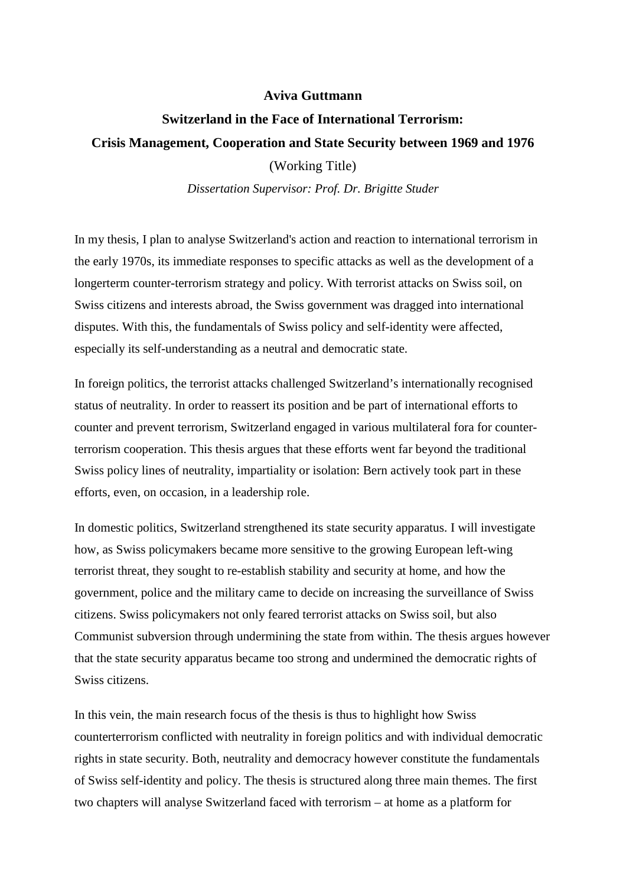**Aviva Guttmann**

**Switzerland in the Face of International Terrorism:**

**Crisis Management, Cooperation and State Security between 1969 and 1976**

(Working Title)

*Dissertation Supervisor: Prof. Dr. Brigitte Studer*

In my thesis, I plan to analyse Switzerland's action and reaction to international terrorism in the early 1970s, its immediate responses to specific attacks as well as the development of a longerterm counter-terrorism strategy and policy. With terrorist attacks on Swiss soil, on Swiss citizens and interests abroad, the Swiss government was dragged into international disputes. With this, the fundamentals of Swiss policy and self-identity were affected, especially its self-understanding as a neutral and democratic state.

In foreign politics, the terrorist attacks challenged Switzerland's internationally recognised status of neutrality. In order to reassert its position and be part of international efforts to counter and prevent terrorism, Switzerland engaged in various multilateral fora for counter-terrorism cooperation. This thesis argues that these efforts went far beyond the traditional Swiss policy lines of neutrality, impartiality or isolation: Bern actively took part in these efforts, even, on occasion, in a leadership role.

In domestic politics, Switzerland strengthened its state security apparatus. I will investigate how, as Swiss policymakers became more sensitive to the growing European left-wing terrorist threat, they sought to re-establish stability and security at home, and how the government, police and the military came to decide on increasing the surveillance of Swiss citizens. Swiss policymakers not only feared terrorist attacks on Swiss soil, but also Communist subversion through undermining the state from within. The thesis argues however that the state security apparatus became too strong and undermined the democratic rights of Swiss citizens.

In this vein, the main research focus of the thesis is thus to highlight how Swiss counterterrorism conflicted with neutrality in foreign politics and with individual democratic rights in state security. Both, neutrality and democracy however constitute the fundamentals of Swiss self-identity and policy. The thesis is structured along three main themes. The first two chapters will analyse Switzerland faced with terrorism – at home as a platform for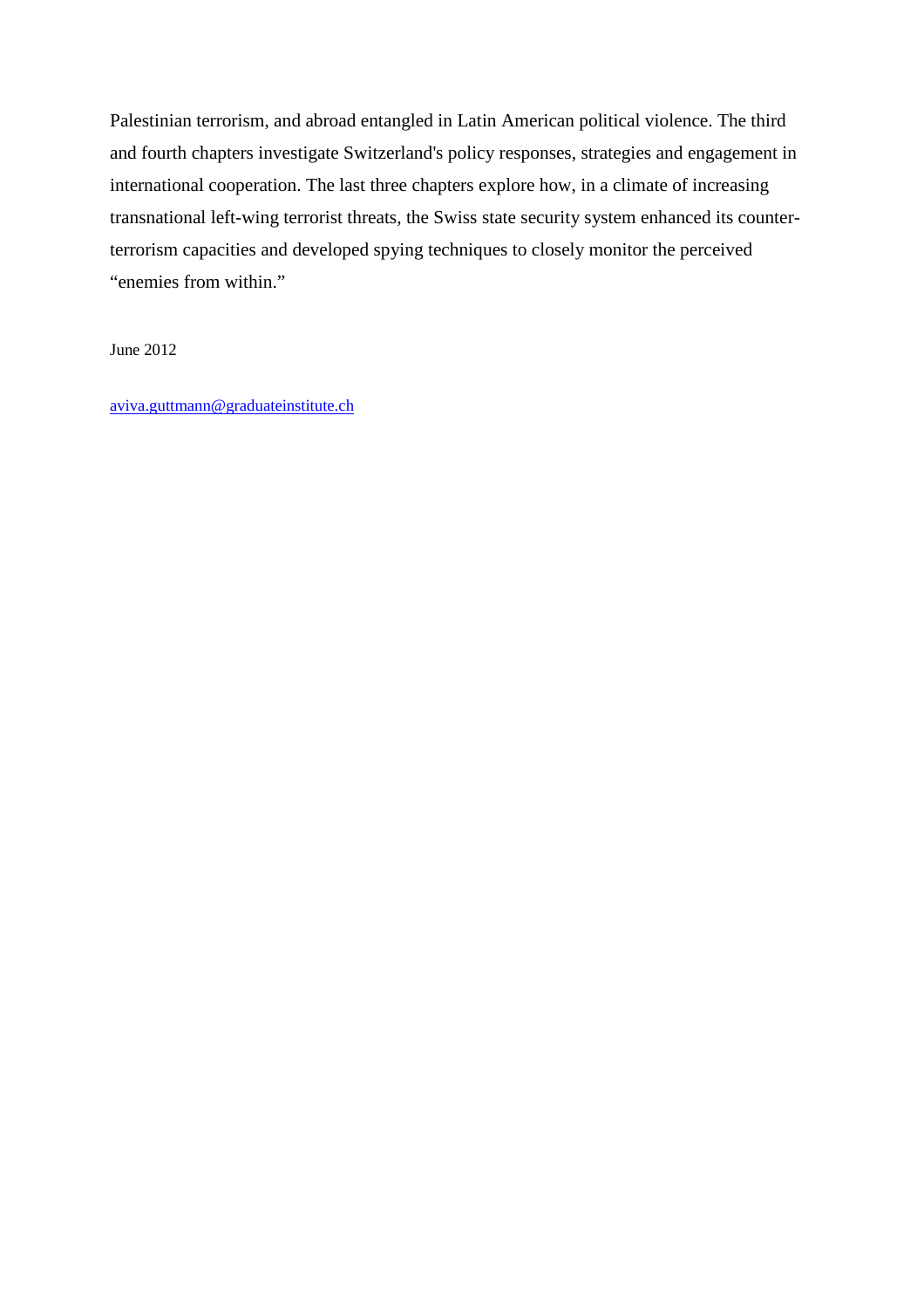Palestinian terrorism, and abroad entangled in Latin American political violence. The third and fourth chapters investigate Switzerland's policy responses, strategies and engagement in international cooperation. The last three chapters explore how, in a climate of increasing transnational left-wing terrorist threats, the Swiss state security system enhanced its counter-terrorism capacities and developed spying techniques to closely monitor the perceived "enemies from within."

June 2012

aviva.guttmann@graduateinstitute.ch